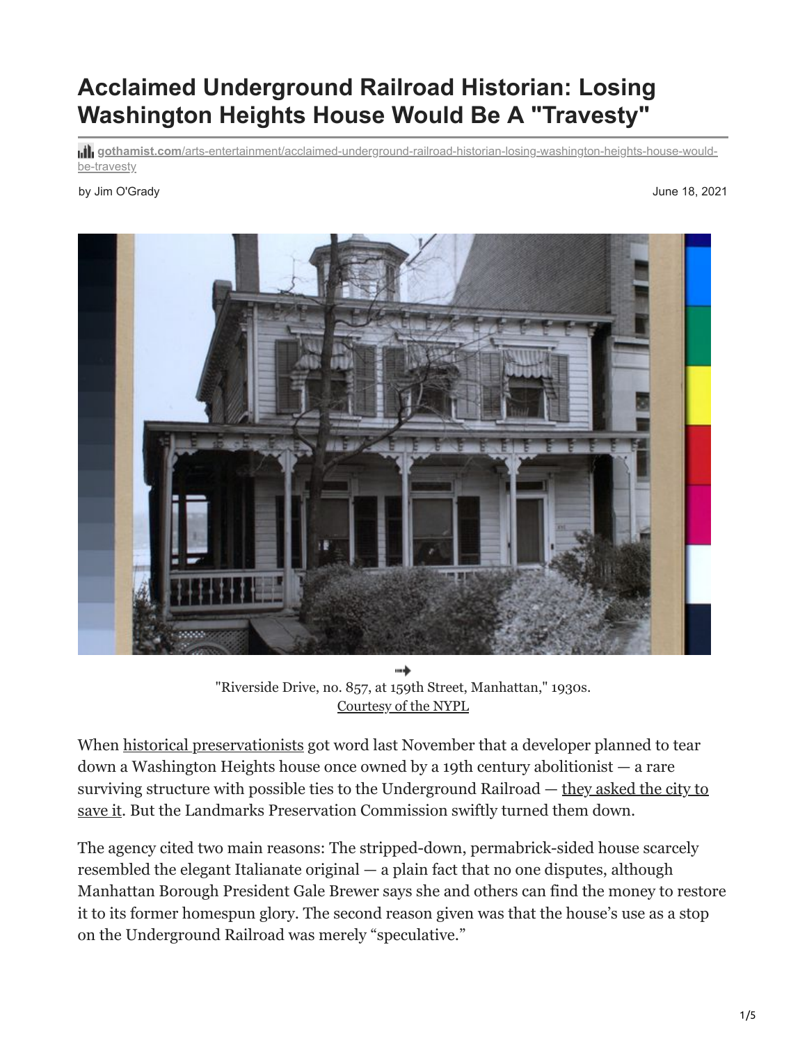# Acclaimed Underground Railroad Historian: Losing Washington Heights House Would Be A "Travesty"

gothamist.com/arts-entertainment/acclaimed-underground-railroad-historian-losing-washington-heights-house-would-be-travesty

by Jim O'Grady

June 18, 2021

"Riverside Drive, no. 857, at 159th Street, Manhattan," 1930s.
Courtesy of the NYPL

When historical preservationists got word last November that a developer planned to tear down a Washington Heights house once owned by a 19th century abolitionist — a rare surviving structure with possible ties to the Underground Railroad — they asked the city to save it. But the Landmarks Preservation Commission swiftly turned them down.

The agency cited two main reasons: The stripped-down, permabrick-sided house scarcely resembled the elegant Italianate original — a plain fact that no one disputes, although Manhattan Borough President Gale Brewer says she and others can find the money to restore it to its former homespun glory. The second reason given was that the house's use as a stop on the Underground Railroad was merely "speculative."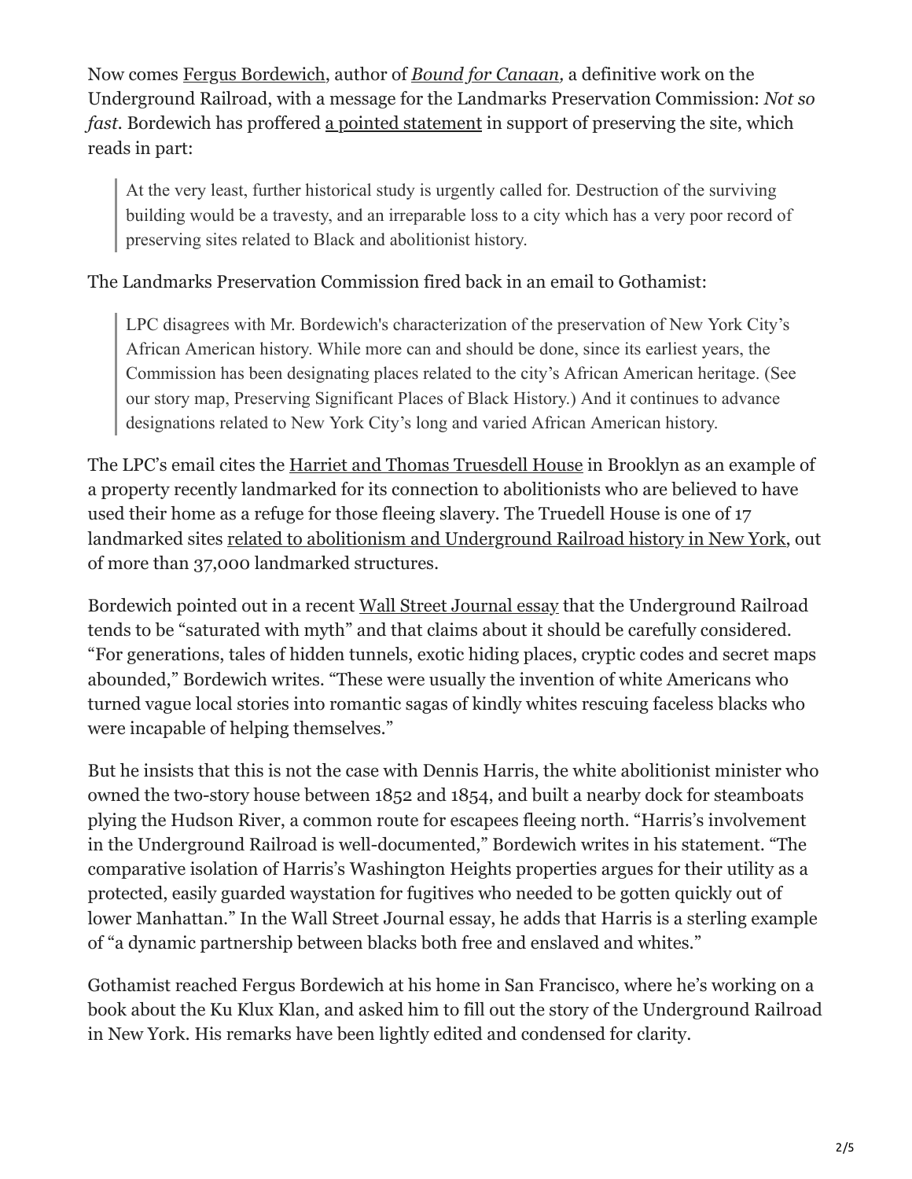Now comes Fergus Bordewich, author of *Bound for Canaan,* a definitive work on the Underground Railroad, with a message for the Landmarks Preservation Commission: *Not so fast.* Bordewich has proffered a pointed statement in support of preserving the site, which reads in part:

> At the very least, further historical study is urgently called for. Destruction of the surviving building would be a travesty, and an irreparable loss to a city which has a very poor record of preserving sites related to Black and abolitionist history.

The Landmarks Preservation Commission fired back in an email to Gothamist:

> LPC disagrees with Mr. Bordewich's characterization of the preservation of New York City's African American history. While more can and should be done, since its earliest years, the Commission has been designating places related to the city's African American heritage. (See our story map, Preserving Significant Places of Black History.) And it continues to advance designations related to New York City's long and varied African American history.

The LPC's email cites the Harriet and Thomas Truesdell House in Brooklyn as an example of a property recently landmarked for its connection to abolitionists who are believed to have used their home as a refuge for those fleeing slavery. The Truedell House is one of 17 landmarked sites related to abolitionism and Underground Railroad history in New York, out of more than 37,000 landmarked structures.

Bordewich pointed out in a recent Wall Street Journal essay that the Underground Railroad tends to be "saturated with myth" and that claims about it should be carefully considered. "For generations, tales of hidden tunnels, exotic hiding places, cryptic codes and secret maps abounded," Bordewich writes. "These were usually the invention of white Americans who turned vague local stories into romantic sagas of kindly whites rescuing faceless blacks who were incapable of helping themselves."

But he insists that this is not the case with Dennis Harris, the white abolitionist minister who owned the two-story house between 1852 and 1854, and built a nearby dock for steamboats plying the Hudson River, a common route for escapees fleeing north. "Harris's involvement in the Underground Railroad is well-documented," Bordewich writes in his statement. "The comparative isolation of Harris's Washington Heights properties argues for their utility as a protected, easily guarded waystation for fugitives who needed to be gotten quickly out of lower Manhattan." In the Wall Street Journal essay, he adds that Harris is a sterling example of "a dynamic partnership between blacks both free and enslaved and whites."

Gothamist reached Fergus Bordewich at his home in San Francisco, where he's working on a book about the Ku Klux Klan, and asked him to fill out the story of the Underground Railroad in New York. His remarks have been lightly edited and condensed for clarity.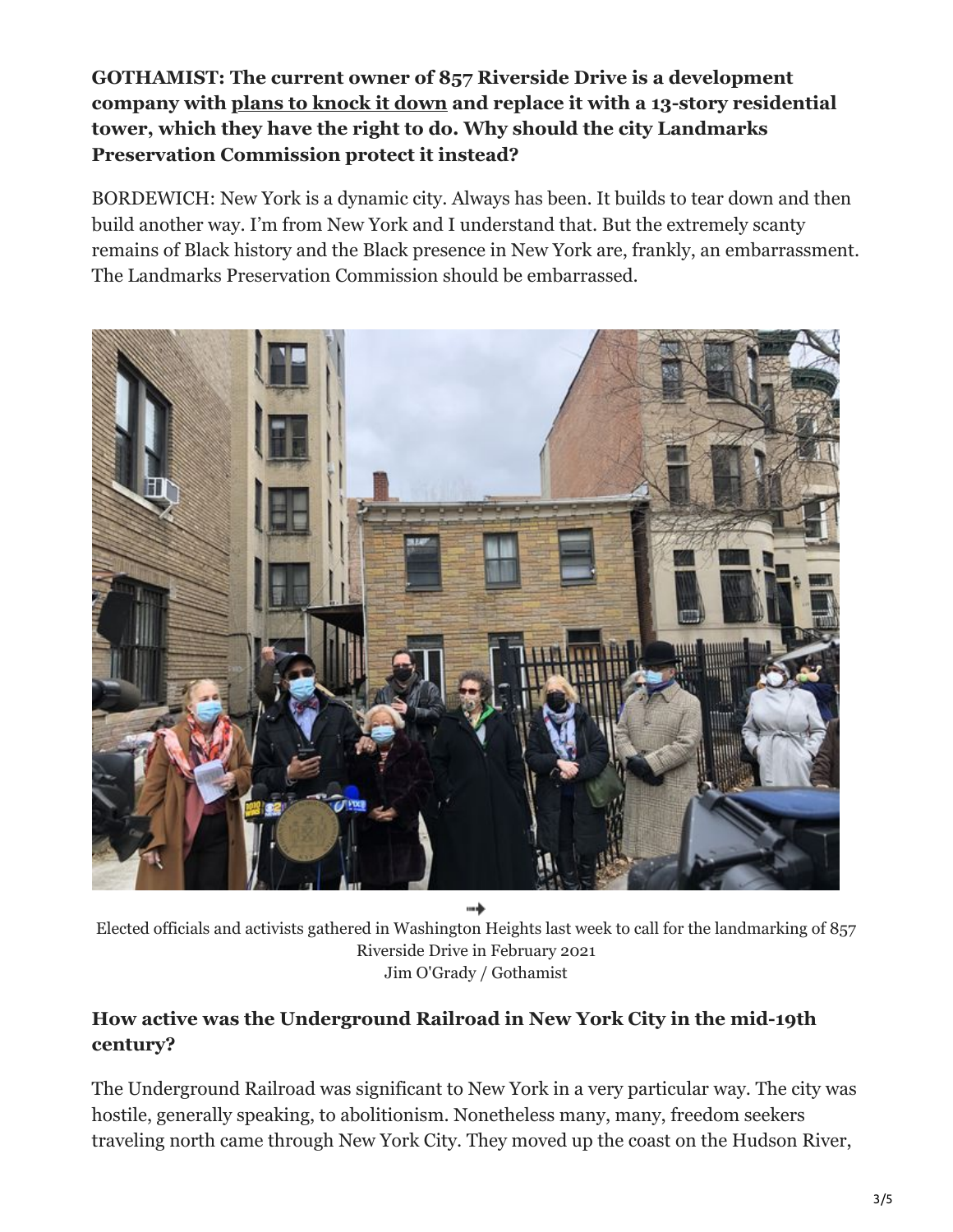**GOTHAMIST: The current owner of 857 Riverside Drive is a development company with plans to knock it down and replace it with a 13-story residential tower, which they have the right to do. Why should the city Landmarks Preservation Commission protect it instead?**

BORDEWICH: New York is a dynamic city. Always has been. It builds to tear down and then build another way. I'm from New York and I understand that. But the extremely scanty remains of Black history and the Black presence in New York are, frankly, an embarrassment. The Landmarks Preservation Commission should be embarrassed.

Elected officials and activists gathered in Washington Heights last week to call for the landmarking of 857 Riverside Drive in February 2021
Jim O'Grady / Gothamist

**How active was the Underground Railroad in New York City in the mid-19th century?**

The Underground Railroad was significant to New York in a very particular way. The city was hostile, generally speaking, to abolitionism. Nonetheless many, many, freedom seekers traveling north came through New York City. They moved up the coast on the Hudson River,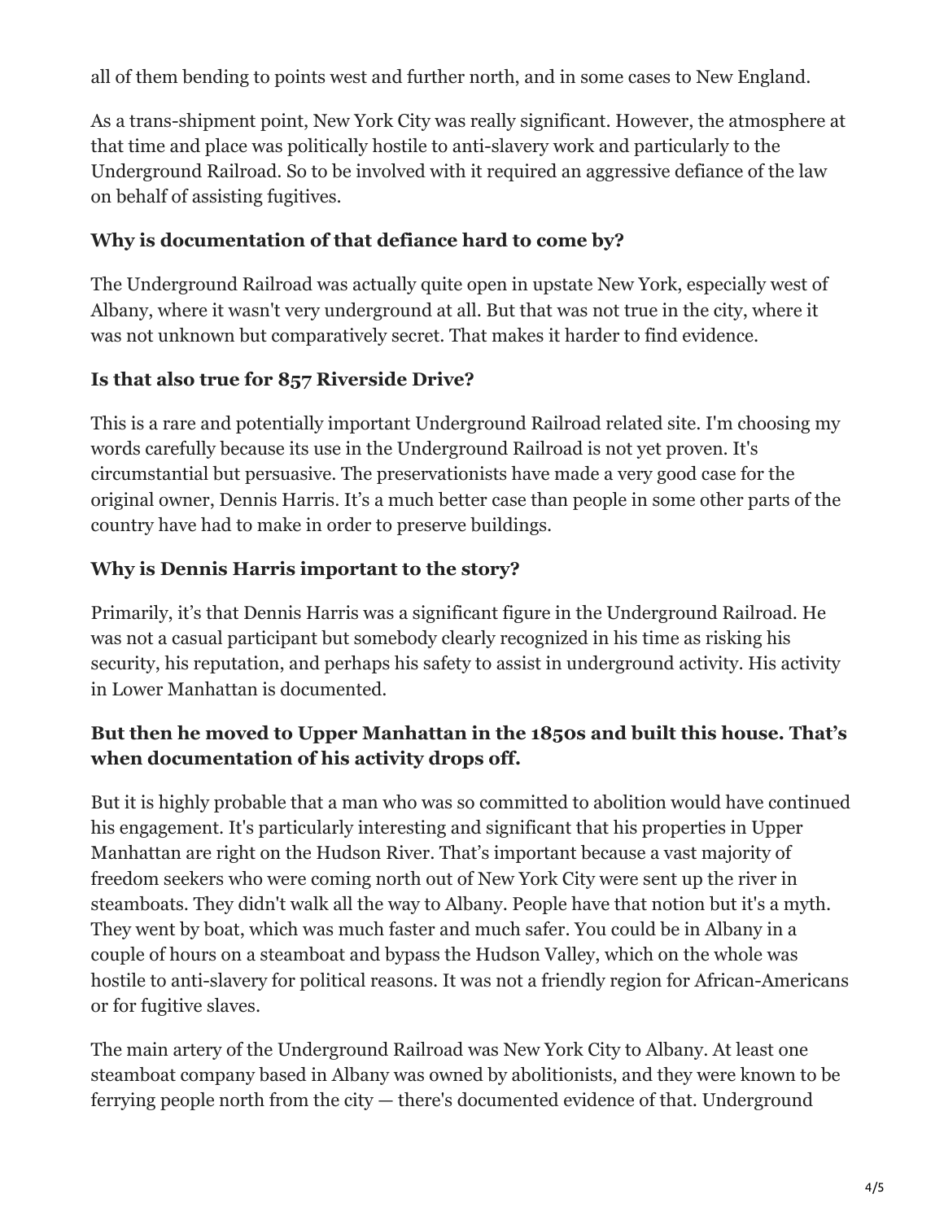all of them bending to points west and further north, and in some cases to New England.

As a trans-shipment point, New York City was really significant. However, the atmosphere at that time and place was politically hostile to anti-slavery work and particularly to the Underground Railroad. So to be involved with it required an aggressive defiance of the law on behalf of assisting fugitives.

### Why is documentation of that defiance hard to come by?

The Underground Railroad was actually quite open in upstate New York, especially west of Albany, where it wasn't very underground at all. But that was not true in the city, where it was not unknown but comparatively secret. That makes it harder to find evidence.

### Is that also true for 857 Riverside Drive?

This is a rare and potentially important Underground Railroad related site. I'm choosing my words carefully because its use in the Underground Railroad is not yet proven. It's circumstantial but persuasive. The preservationists have made a very good case for the original owner, Dennis Harris. It's a much better case than people in some other parts of the country have had to make in order to preserve buildings.

### Why is Dennis Harris important to the story?

Primarily, it's that Dennis Harris was a significant figure in the Underground Railroad. He was not a casual participant but somebody clearly recognized in his time as risking his security, his reputation, and perhaps his safety to assist in underground activity. His activity in Lower Manhattan is documented.

### But then he moved to Upper Manhattan in the 1850s and built this house. That's when documentation of his activity drops off.

But it is highly probable that a man who was so committed to abolition would have continued his engagement. It's particularly interesting and significant that his properties in Upper Manhattan are right on the Hudson River. That's important because a vast majority of freedom seekers who were coming north out of New York City were sent up the river in steamboats. They didn't walk all the way to Albany. People have that notion but it's a myth. They went by boat, which was much faster and much safer. You could be in Albany in a couple of hours on a steamboat and bypass the Hudson Valley, which on the whole was hostile to anti-slavery for political reasons. It was not a friendly region for African-Americans or for fugitive slaves.

The main artery of the Underground Railroad was New York City to Albany. At least one steamboat company based in Albany was owned by abolitionists, and they were known to be ferrying people north from the city — there's documented evidence of that. Underground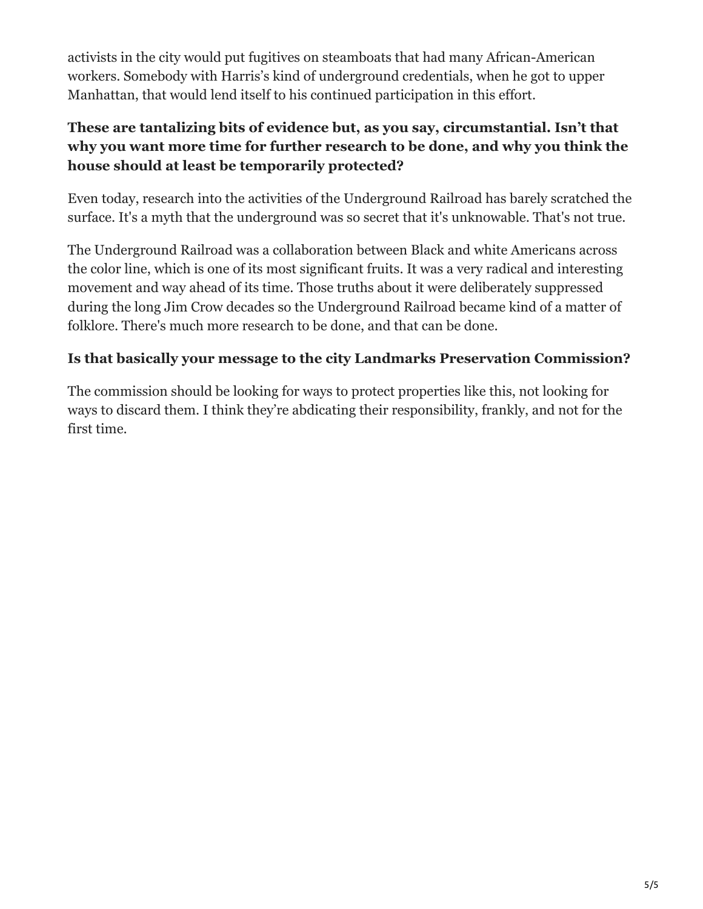activists in the city would put fugitives on steamboats that had many African-American workers. Somebody with Harris's kind of underground credentials, when he got to upper Manhattan, that would lend itself to his continued participation in this effort.

**These are tantalizing bits of evidence but, as you say, circumstantial. Isn't that why you want more time for further research to be done, and why you think the house should at least be temporarily protected?**

Even today, research into the activities of the Underground Railroad has barely scratched the surface. It's a myth that the underground was so secret that it's unknowable. That's not true.

The Underground Railroad was a collaboration between Black and white Americans across the color line, which is one of its most significant fruits. It was a very radical and interesting movement and way ahead of its time. Those truths about it were deliberately suppressed during the long Jim Crow decades so the Underground Railroad became kind of a matter of folklore. There's much more research to be done, and that can be done.

**Is that basically your message to the city Landmarks Preservation Commission?**

The commission should be looking for ways to protect properties like this, not looking for ways to discard them. I think they're abdicating their responsibility, frankly, and not for the first time.